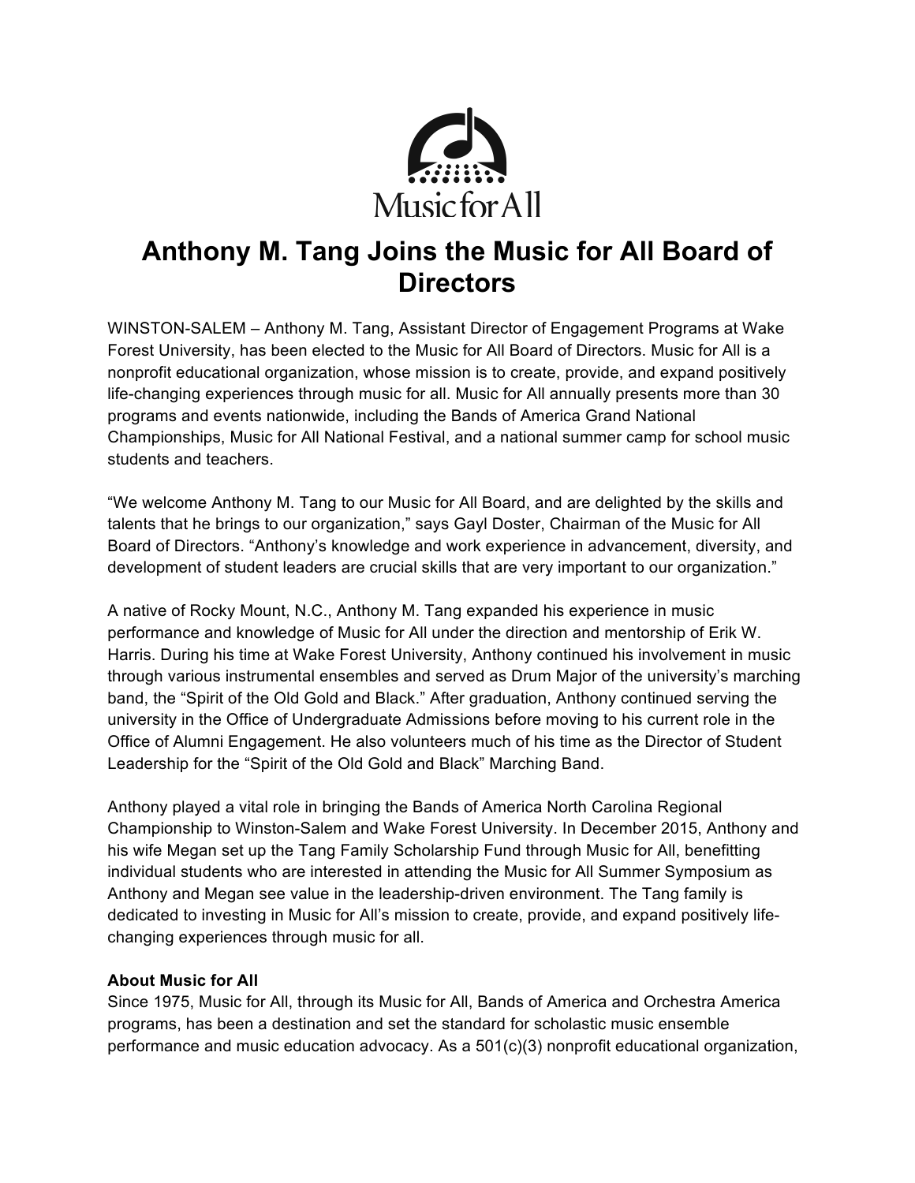Music for All

# Anthony M. Tang Joins the Music for All Board of Directors

WINSTON-SALEM – Anthony M. Tang, Assistant Director of Engagement Programs at Wake Forest University, has been elected to the Music for All Board of Directors. Music for All is a nonprofit educational organization, whose mission is to create, provide, and expand positively life-changing experiences through music for all. Music for All annually presents more than 30 programs and events nationwide, including the Bands of America Grand National Championships, Music for All National Festival, and a national summer camp for school music students and teachers.

"We welcome Anthony M. Tang to our Music for All Board, and are delighted by the skills and talents that he brings to our organization," says Gayl Doster, Chairman of the Music for All Board of Directors. "Anthony's knowledge and work experience in advancement, diversity, and development of student leaders are crucial skills that are very important to our organization."

A native of Rocky Mount, N.C., Anthony M. Tang expanded his experience in music performance and knowledge of Music for All under the direction and mentorship of Erik W. Harris. During his time at Wake Forest University, Anthony continued his involvement in music through various instrumental ensembles and served as Drum Major of the university's marching band, the "Spirit of the Old Gold and Black." After graduation, Anthony continued serving the university in the Office of Undergraduate Admissions before moving to his current role in the Office of Alumni Engagement. He also volunteers much of his time as the Director of Student Leadership for the "Spirit of the Old Gold and Black" Marching Band.

Anthony played a vital role in bringing the Bands of America North Carolina Regional Championship to Winston-Salem and Wake Forest University. In December 2015, Anthony and his wife Megan set up the Tang Family Scholarship Fund through Music for All, benefitting individual students who are interested in attending the Music for All Summer Symposium as Anthony and Megan see value in the leadership-driven environment. The Tang family is dedicated to investing in Music for All's mission to create, provide, and expand positively life-changing experiences through music for all.

**About Music for All**

Since 1975, Music for All, through its Music for All, Bands of America and Orchestra America programs, has been a destination and set the standard for scholastic music ensemble performance and music education advocacy. As a 501(c)(3) nonprofit educational organization,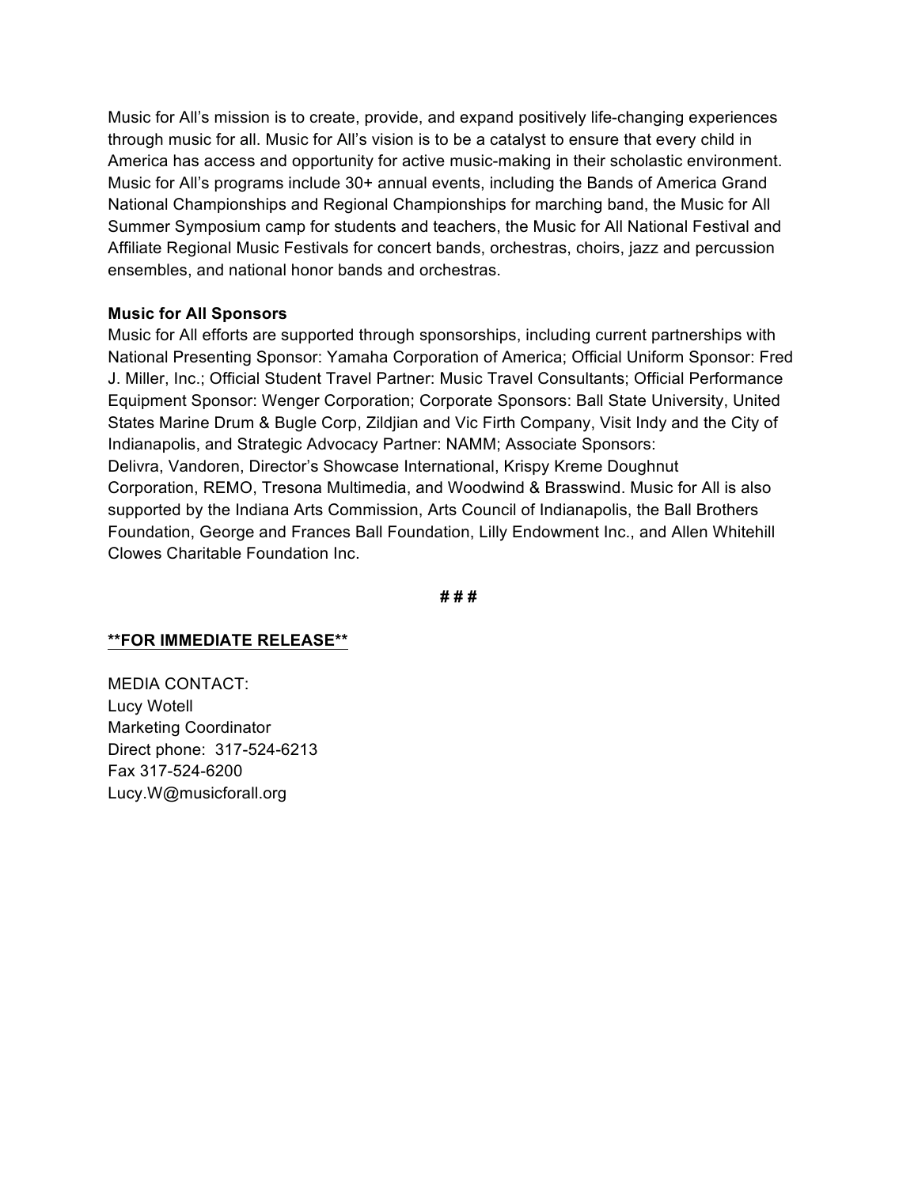Music for All's mission is to create, provide, and expand positively life-changing experiences through music for all. Music for All's vision is to be a catalyst to ensure that every child in America has access and opportunity for active music-making in their scholastic environment. Music for All's programs include 30+ annual events, including the Bands of America Grand National Championships and Regional Championships for marching band, the Music for All Summer Symposium camp for students and teachers, the Music for All National Festival and Affiliate Regional Music Festivals for concert bands, orchestras, choirs, jazz and percussion ensembles, and national honor bands and orchestras.

**Music for All Sponsors**
Music for All efforts are supported through sponsorships, including current partnerships with National Presenting Sponsor: Yamaha Corporation of America; Official Uniform Sponsor: Fred J. Miller, Inc.; Official Student Travel Partner: Music Travel Consultants; Official Performance Equipment Sponsor: Wenger Corporation; Corporate Sponsors: Ball State University, United States Marine Drum & Bugle Corp, Zildjian and Vic Firth Company, Visit Indy and the City of Indianapolis, and Strategic Advocacy Partner: NAMM; Associate Sponsors: Delivra, Vandoren, Director's Showcase International, Krispy Kreme Doughnut Corporation, REMO, Tresona Multimedia, and Woodwind & Brasswind. Music for All is also supported by the Indiana Arts Commission, Arts Council of Indianapolis, the Ball Brothers Foundation, George and Frances Ball Foundation, Lilly Endowment Inc., and Allen Whitehill Clowes Charitable Foundation Inc.

**# # #**

**\*\*FOR IMMEDIATE RELEASE\*\***

MEDIA CONTACT:
Lucy Wotell
Marketing Coordinator
Direct phone: 317-524-6213
Fax 317-524-6200
Lucy.W@musicforall.org